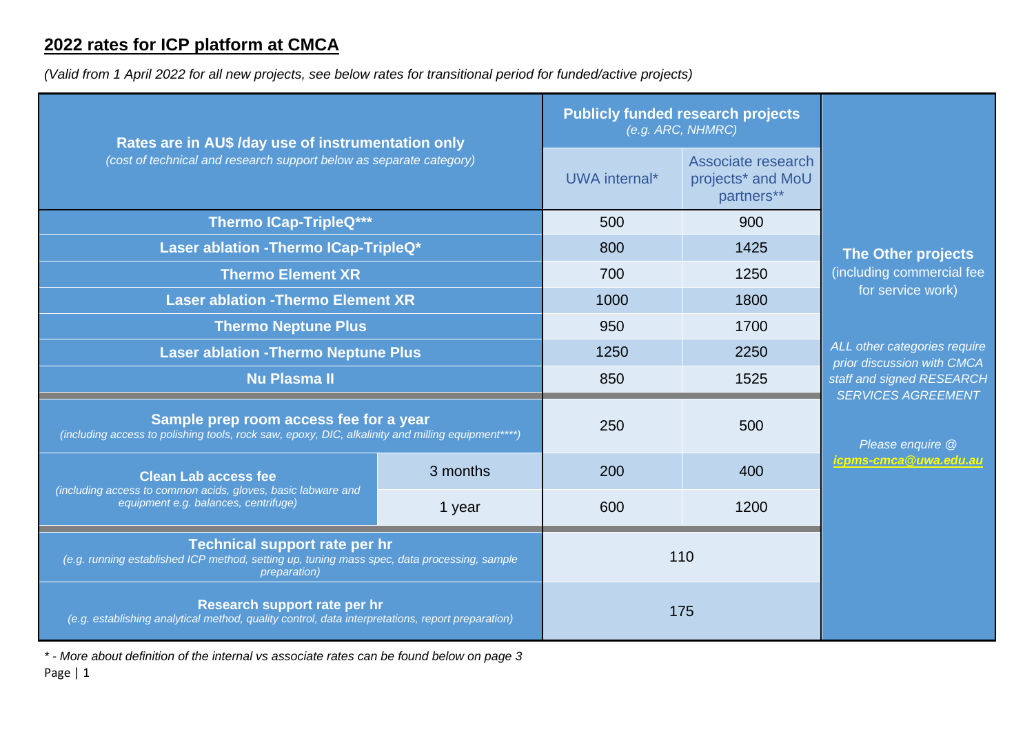## 2022 rates for ICP platform at CMCA

*(Valid from 1 April 2022 for all new projects, see below rates for transitional period for funded/active projects)*

| **Rates are in AU$ /day use of instrumentation only** *(cost of technical and research support below as separate category)* | | **Publicly funded research projects** *(e.g. ARC, NHMRC)* | | **The Other projects** (including commercial fee for service work) *ALL other categories require prior discussion with CMCA staff and signed RESEARCH SERVICES AGREEMENT* *Please enquire @ icpms-cmca@uwa.edu.au* |
|---|---|---|---|---|
| | | UWA internal* | Associate research projects* and MoU partners** | |
| **Thermo ICap-TripleQ*** ** | | 500 | 900 | |
| **Laser ablation -Thermo ICap-TripleQ*** | | 800 | 1425 | |
| **Thermo Element XR** | | 700 | 1250 | |
| **Laser ablation -Thermo Element XR** | | 1000 | 1800 | |
| **Thermo Neptune Plus** | | 950 | 1700 | |
| **Laser ablation -Thermo Neptune Plus** | | 1250 | 2250 | |
| **Nu Plasma II** | | 850 | 1525 | |
| **Sample prep room access fee for a year** *(including access to polishing tools, rock saw, epoxy, DIC, alkalinity and milling equipment****)* | | 250 | 500 | |
| **Clean Lab access fee** *(including access to common acids, gloves, basic labware and equipment e.g. balances, centrifuge)* | 3 months | 200 | 400 | |
| | 1 year | 600 | 1200 | |
| **Technical support rate per hr** *(e.g. running established ICP method, setting up, tuning mass spec, data processing, sample preparation)* | | 110 | | |
| **Research support rate per hr** *(e.g. establishing analytical method, quality control, data interpretations, report preparation)* | | 175 | | |

*\* - More about definition of the internal vs associate rates can be found below on page 3*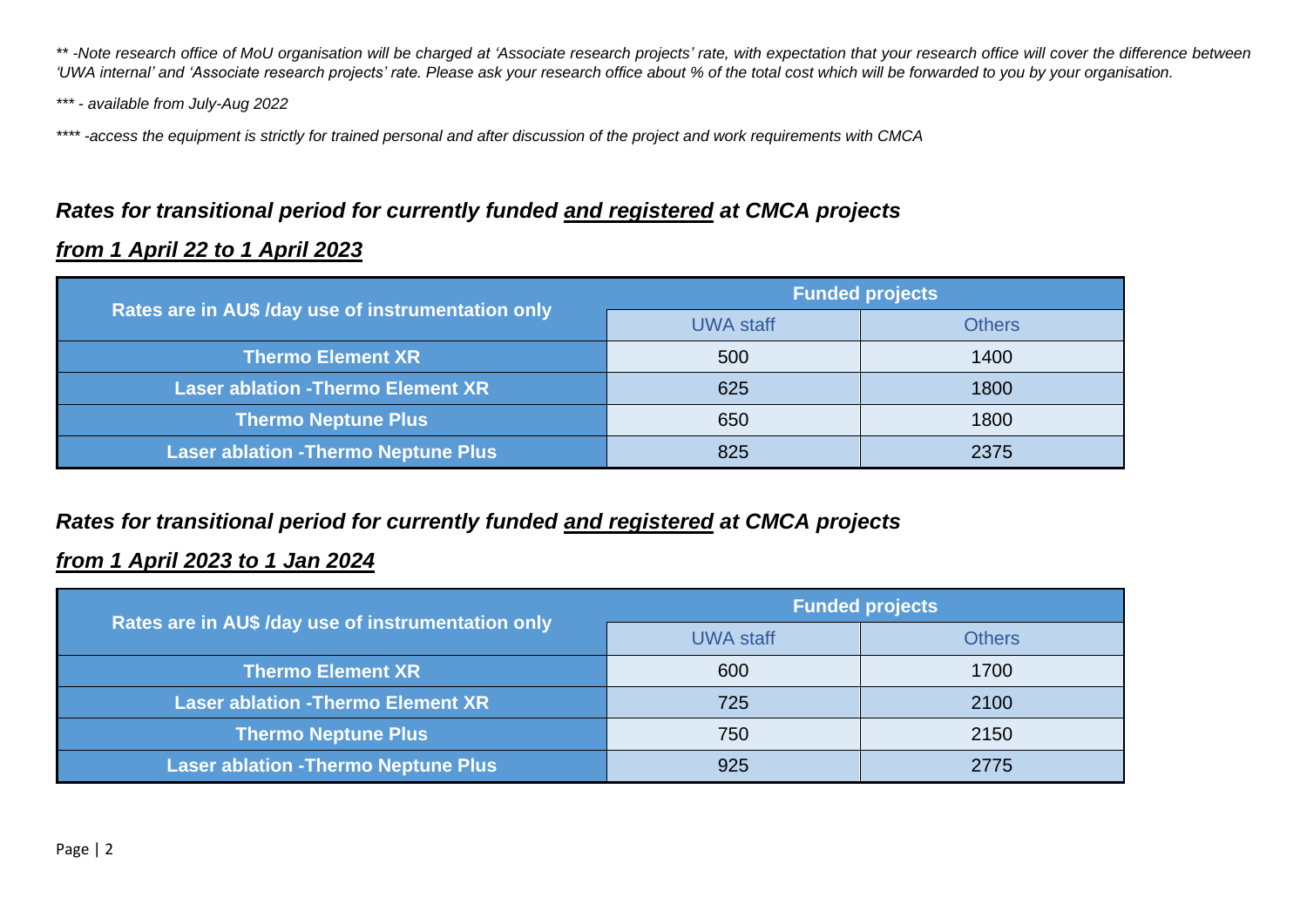*** -Note research office of MoU organisation will be charged at 'Associate research projects' rate, with expectation that your research office will cover the difference between 'UWA internal' and 'Associate research projects' rate. Please ask your research office about % of the total cost which will be forwarded to you by your organisation.*

**** - available from July-Aug 2022*

***** -access the equipment is strictly for trained personal and after discussion of the project and work requirements with CMCA*

## *Rates for transitional period for currently funded <u>and registered</u> at CMCA projects*

## *<u>from 1 April 22 to 1 April 2023</u>*

| Rates are in AU$ /day use of instrumentation only | Funded projects | |
|---|---|---|
| | UWA staff | Others |
| **Thermo Element XR** | 500 | 1400 |
| **Laser ablation -Thermo Element XR** | 625 | 1800 |
| **Thermo Neptune Plus** | 650 | 1800 |
| **Laser ablation -Thermo Neptune Plus** | 825 | 2375 |

## *Rates for transitional period for currently funded <u>and registered</u> at CMCA projects*

## *<u>from 1 April 2023 to 1 Jan 2024</u>*

| Rates are in AU$ /day use of instrumentation only | Funded projects | |
|---|---|---|
| | UWA staff | Others |
| **Thermo Element XR** | 600 | 1700 |
| **Laser ablation -Thermo Element XR** | 725 | 2100 |
| **Thermo Neptune Plus** | 750 | 2150 |
| **Laser ablation -Thermo Neptune Plus** | 925 | 2775 |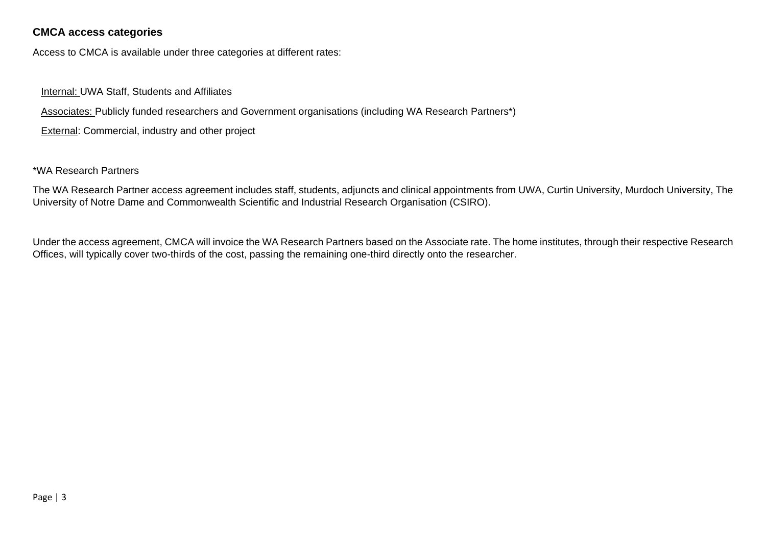## CMCA access categories

Access to CMCA is available under three categories at different rates:

Internal: UWA Staff, Students and Affiliates

Associates: Publicly funded researchers and Government organisations (including WA Research Partners*)

External: Commercial, industry and other project

*WA Research Partners

The WA Research Partner access agreement includes staff, students, adjuncts and clinical appointments from UWA, Curtin University, Murdoch University, The University of Notre Dame and Commonwealth Scientific and Industrial Research Organisation (CSIRO).

Under the access agreement, CMCA will invoice the WA Research Partners based on the Associate rate. The home institutes, through their respective Research Offices, will typically cover two-thirds of the cost, passing the remaining one-third directly onto the researcher.